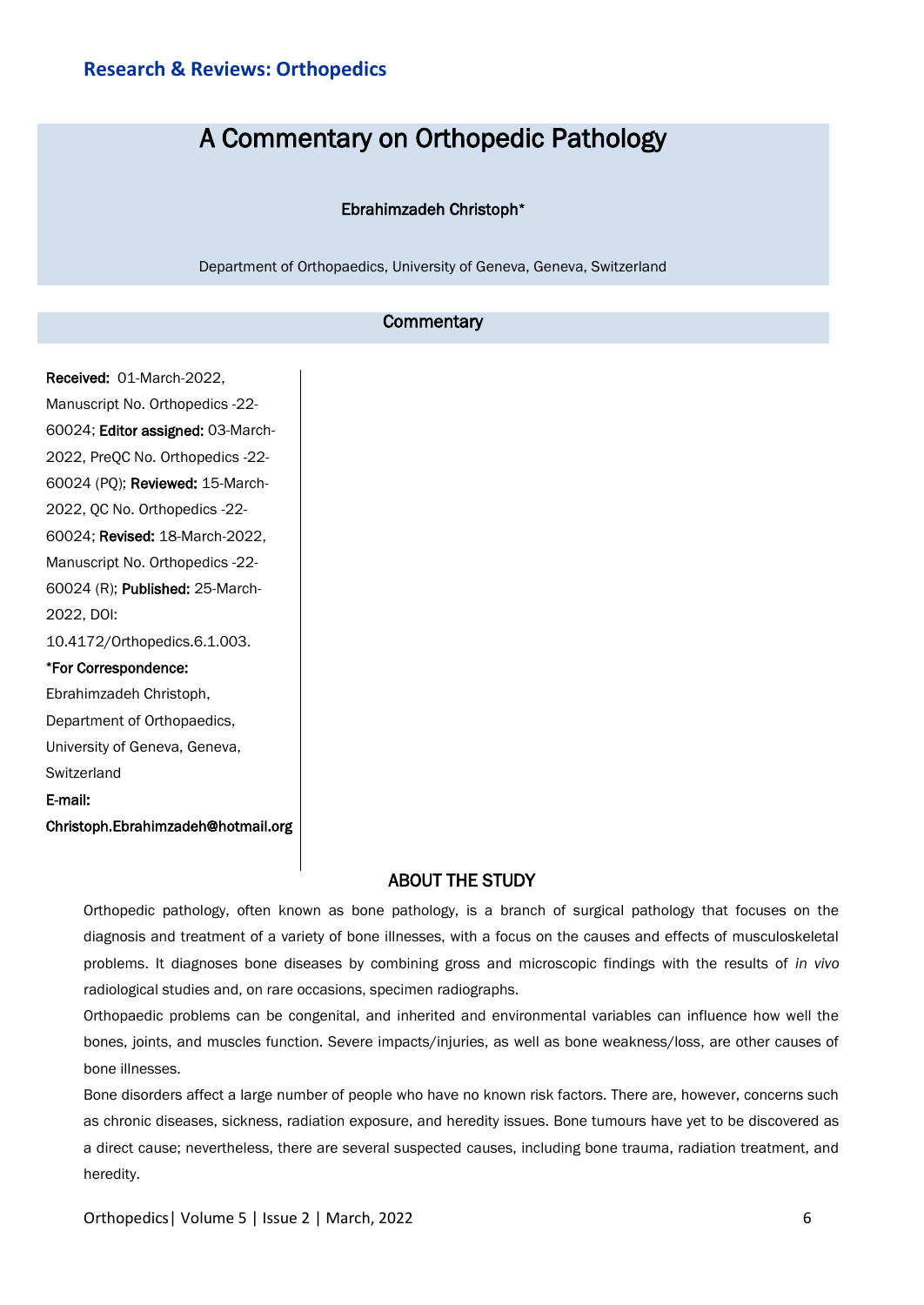# A Commentary on Orthopedic Pathology

**Ebrahimzadeh Christoph***

Department of Orthopaedics, University of Geneva, Geneva, Switzerland

## Commentary

**Received:** 01-March-2022, Manuscript No. Orthopedics -22-60024; **Editor assigned:** 03-March-2022, PreQC No. Orthopedics -22-60024 (PQ); **Reviewed:** 15-March-2022, QC No. Orthopedics -22-60024; **Revised:** 18-March-2022, Manuscript No. Orthopedics -22-60024 (R); **Published:** 25-March-2022, DOI: 10.4172/Orthopedics.6.1.003.

**\*For Correspondence:**
Ebrahimzadeh Christoph, Department of Orthopaedics, University of Geneva, Geneva, Switzerland

**E-mail:**
**Christoph.Ebrahimzadeh@hotmail.org**

## ABOUT THE STUDY

Orthopedic pathology, often known as bone pathology, is a branch of surgical pathology that focuses on the diagnosis and treatment of a variety of bone illnesses, with a focus on the causes and effects of musculoskeletal problems. It diagnoses bone diseases by combining gross and microscopic findings with the results of *in vivo* radiological studies and, on rare occasions, specimen radiographs.

Orthopaedic problems can be congenital, and inherited and environmental variables can influence how well the bones, joints, and muscles function. Severe impacts/injuries, as well as bone weakness/loss, are other causes of bone illnesses.

Bone disorders affect a large number of people who have no known risk factors. There are, however, concerns such as chronic diseases, sickness, radiation exposure, and heredity issues. Bone tumours have yet to be discovered as a direct cause; nevertheless, there are several suspected causes, including bone trauma, radiation treatment, and heredity.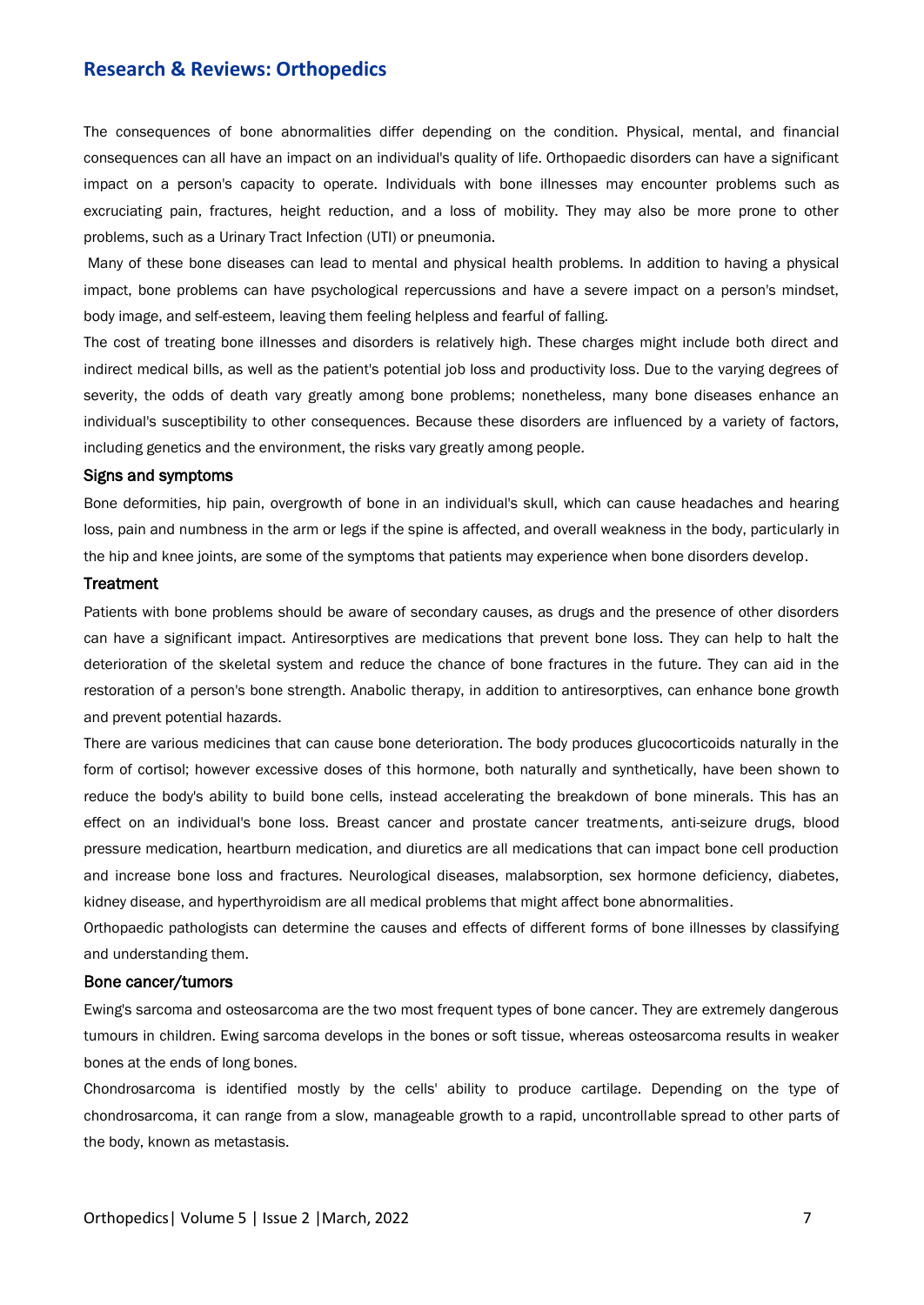The consequences of bone abnormalities differ depending on the condition. Physical, mental, and financial consequences can all have an impact on an individual's quality of life. Orthopaedic disorders can have a significant impact on a person's capacity to operate. Individuals with bone illnesses may encounter problems such as excruciating pain, fractures, height reduction, and a loss of mobility. They may also be more prone to other problems, such as a Urinary Tract Infection (UTI) or pneumonia.

Many of these bone diseases can lead to mental and physical health problems. In addition to having a physical impact, bone problems can have psychological repercussions and have a severe impact on a person's mindset, body image, and self-esteem, leaving them feeling helpless and fearful of falling.

The cost of treating bone illnesses and disorders is relatively high. These charges might include both direct and indirect medical bills, as well as the patient's potential job loss and productivity loss. Due to the varying degrees of severity, the odds of death vary greatly among bone problems; nonetheless, many bone diseases enhance an individual's susceptibility to other consequences. Because these disorders are influenced by a variety of factors, including genetics and the environment, the risks vary greatly among people.

## Signs and symptoms

Bone deformities, hip pain, overgrowth of bone in an individual's skull, which can cause headaches and hearing loss, pain and numbness in the arm or legs if the spine is affected, and overall weakness in the body, particularly in the hip and knee joints, are some of the symptoms that patients may experience when bone disorders develop.

## Treatment

Patients with bone problems should be aware of secondary causes, as drugs and the presence of other disorders can have a significant impact. Antiresorptives are medications that prevent bone loss. They can help to halt the deterioration of the skeletal system and reduce the chance of bone fractures in the future. They can aid in the restoration of a person's bone strength. Anabolic therapy, in addition to antiresorptives, can enhance bone growth and prevent potential hazards.

There are various medicines that can cause bone deterioration. The body produces glucocorticoids naturally in the form of cortisol; however excessive doses of this hormone, both naturally and synthetically, have been shown to reduce the body's ability to build bone cells, instead accelerating the breakdown of bone minerals. This has an effect on an individual's bone loss. Breast cancer and prostate cancer treatments, anti-seizure drugs, blood pressure medication, heartburn medication, and diuretics are all medications that can impact bone cell production and increase bone loss and fractures. Neurological diseases, malabsorption, sex hormone deficiency, diabetes, kidney disease, and hyperthyroidism are all medical problems that might affect bone abnormalities.

Orthopaedic pathologists can determine the causes and effects of different forms of bone illnesses by classifying and understanding them.

## Bone cancer/tumors

Ewing's sarcoma and osteosarcoma are the two most frequent types of bone cancer. They are extremely dangerous tumours in children. Ewing sarcoma develops in the bones or soft tissue, whereas osteosarcoma results in weaker bones at the ends of long bones.

Chondrosarcoma is identified mostly by the cells' ability to produce cartilage. Depending on the type of chondrosarcoma, it can range from a slow, manageable growth to a rapid, uncontrollable spread to other parts of the body, known as metastasis.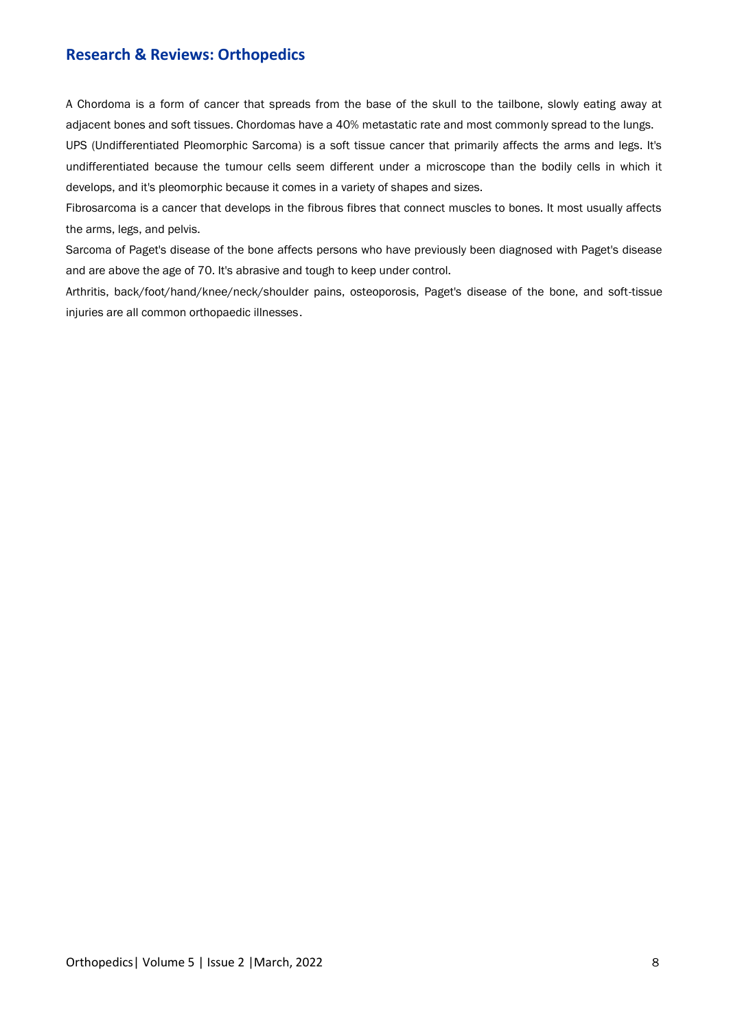A Chordoma is a form of cancer that spreads from the base of the skull to the tailbone, slowly eating away at adjacent bones and soft tissues. Chordomas have a 40% metastatic rate and most commonly spread to the lungs.

UPS (Undifferentiated Pleomorphic Sarcoma) is a soft tissue cancer that primarily affects the arms and legs. It's undifferentiated because the tumour cells seem different under a microscope than the bodily cells in which it develops, and it's pleomorphic because it comes in a variety of shapes and sizes.

Fibrosarcoma is a cancer that develops in the fibrous fibres that connect muscles to bones. It most usually affects the arms, legs, and pelvis.

Sarcoma of Paget's disease of the bone affects persons who have previously been diagnosed with Paget's disease and are above the age of 70. It's abrasive and tough to keep under control.

Arthritis, back/foot/hand/knee/neck/shoulder pains, osteoporosis, Paget's disease of the bone, and soft-tissue injuries are all common orthopaedic illnesses.